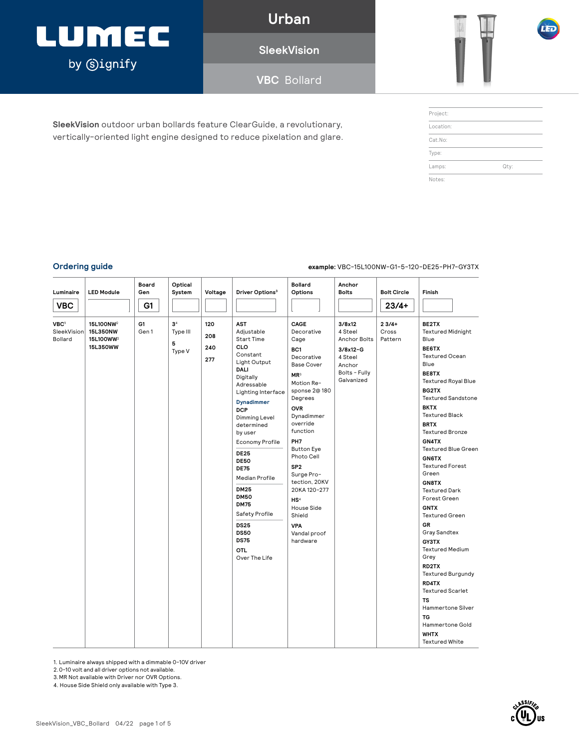# LUMEC by Signify

## Urban

## SleekVision

## VBC Bollard

**SleekVision** outdoor urban bollards feature ClearGuide, a revolutionary, vertically-oriented light engine designed to reduce pixelation and glare.

| | |
|---|---|
| Project: | |
| Location: | |
| Cat.No: | |
| Type: | |
| Lamps: | Qty: |
| Notes: | |

## Ordering guide

**example:** VBC-15L100NW-G1-5-120-DE25-PH7-GY3TX

| Luminaire | LED Module | Board Gen | Optical System | Voltage | Driver Options[3] | Bollard Options | Anchor Bolts | Bolt Circle | Finish |
|---|---|---|---|---|---|---|---|---|---|
| VBC | | G1 | | | | | | 23/4+ | |
| **VBC**[1] SleekVision Bollard | **15L100NW**[2]<br>**15L350NW**<br>**15L100WW**[2]<br>**15L350WW** | **G1** Gen 1 | **3**[4] Type III<br>**5** Type V | **120**<br>**208**<br>**240**<br>**277** | **AST** Adjustable Start Time<br>**CLO** Constant Light Output<br>**DALI** Digitally Adressable Lighting Interface<br>**Dynadimmer**<br>**DCP** Dimming Level determined by user<br>Economy Profile<br>**DE25**<br>**DE50**<br>**DE75**<br>Median Profile<br>**DM25**<br>**DM50**<br>**DM75**<br>Safety Profile<br>**DS25**<br>**DS50**<br>**DS75**<br>**OTL** Over The Life | **CAGE** Decorative Cage<br>**BC1** Decorative Base Cover<br>**MR**[3] Motion Response 2@ 180 Degrees<br>**OVR** Dynadimmer override function<br>**PH7** Button Eye Photo Cell<br>**SP2** Surge Protection, 20KV 20KA 120-277<br>**HS**[4] House Side Shield<br>**VPA** Vandal proof hardware | **3/8x12** 4 Steel Anchor Bolts<br>**3/8x12-G** 4 Steel Anchor Bolts - Fully Galvanized | **2 3/4+** Cross Pattern | **BE2TX** Textured Midnight Blue<br>**BE6TX** Textured Ocean Blue<br>**BE8TX** Textured Royal Blue<br>**BG2TX** Textured Sandstone<br>**BKTX** Textured Black<br>**BRTX** Textured Bronze<br>**GN4TX** Textured Blue Green<br>**GN6TX** Textured Forest Green<br>**GN8TX** Textured Dark Forest Green<br>**GNTX** Textured Green<br>**GR** Gray Sandtex<br>**GY3TX** Textured Medium Grey<br>**RD2TX** Textured Burgundy<br>**RD4TX** Textured Scarlet<br>**TS** Hammertone Silver<br>**TG** Hammertone Gold<br>**WHTX** Textured White |

1. Luminaire always shipped with a dimmable 0-10V driver
2. 0-10 volt and all driver options not available.
3. MR Not available with Driver nor OVR Options.
4. House Side Shield only available with Type 3.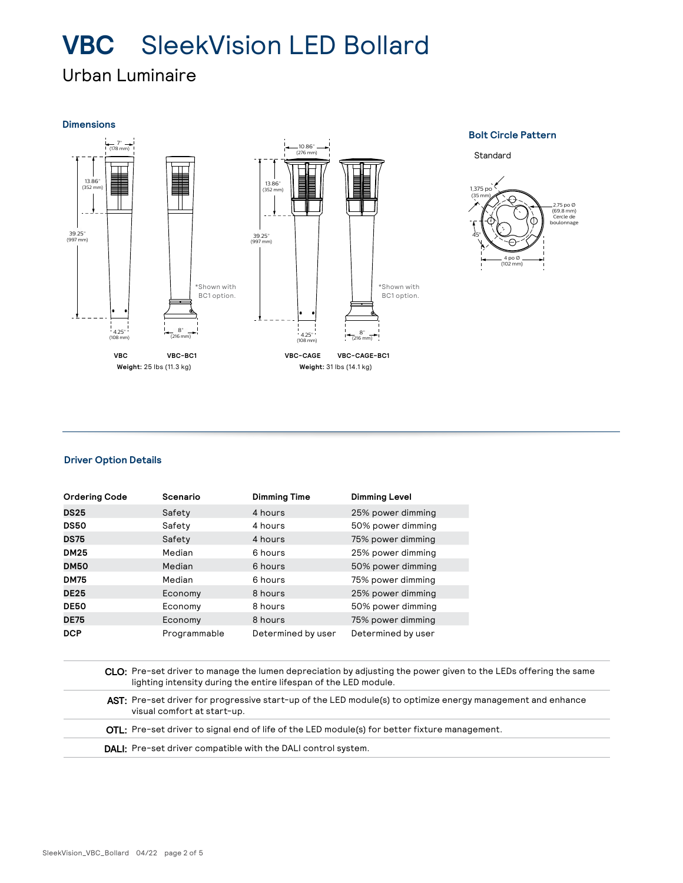# VBC SleekVision LED Bollard

## Urban Luminaire

### Dimensions

7" (178 mm)

13.86" (352 mm)

39.25" (997 mm)

4.25" (108 mm)

8" (216 mm)

*Shown with BC1 option.

**VBC** **VBC-BC1**

**Weight:** 25 lbs (11.3 kg)

10.86" (276 mm)

13.86" (352 mm)

39.25" (997 mm)

4.25" (108 mm)

8" (216 mm)

*Shown with BC1 option.

**VBC-CAGE** **VBC-CAGE-BC1**

**Weight:** 31 lbs (14.1 kg)

### Bolt Circle Pattern

Standard

1.375 po (35 mm)

2.75 po Ø (69.8 mm) Cercle de boulonnage

45°

4 po Ø (102 mm)

### Driver Option Details

| Ordering Code | Scenario | Dimming Time | Dimming Level |
|---|---|---|---|
| **DS25** | Safety | 4 hours | 25% power dimming |
| **DS50** | Safety | 4 hours | 50% power dimming |
| **DS75** | Safety | 4 hours | 75% power dimming |
| **DM25** | Median | 6 hours | 25% power dimming |
| **DM50** | Median | 6 hours | 50% power dimming |
| **DM75** | Median | 6 hours | 75% power dimming |
| **DE25** | Economy | 8 hours | 25% power dimming |
| **DE50** | Economy | 8 hours | 50% power dimming |
| **DE75** | Economy | 8 hours | 75% power dimming |
| **DCP** | Programmable | Determined by user | Determined by user |

**CLO:** Pre-set driver to manage the lumen depreciation by adjusting the power given to the LEDs offering the same lighting intensity during the entire lifespan of the LED module.

**AST:** Pre-set driver for progressive start-up of the LED module(s) to optimize energy management and enhance visual comfort at start-up.

**OTL:** Pre-set driver to signal end of life of the LED module(s) for better fixture management.

**DALI:** Pre-set driver compatible with the DALI control system.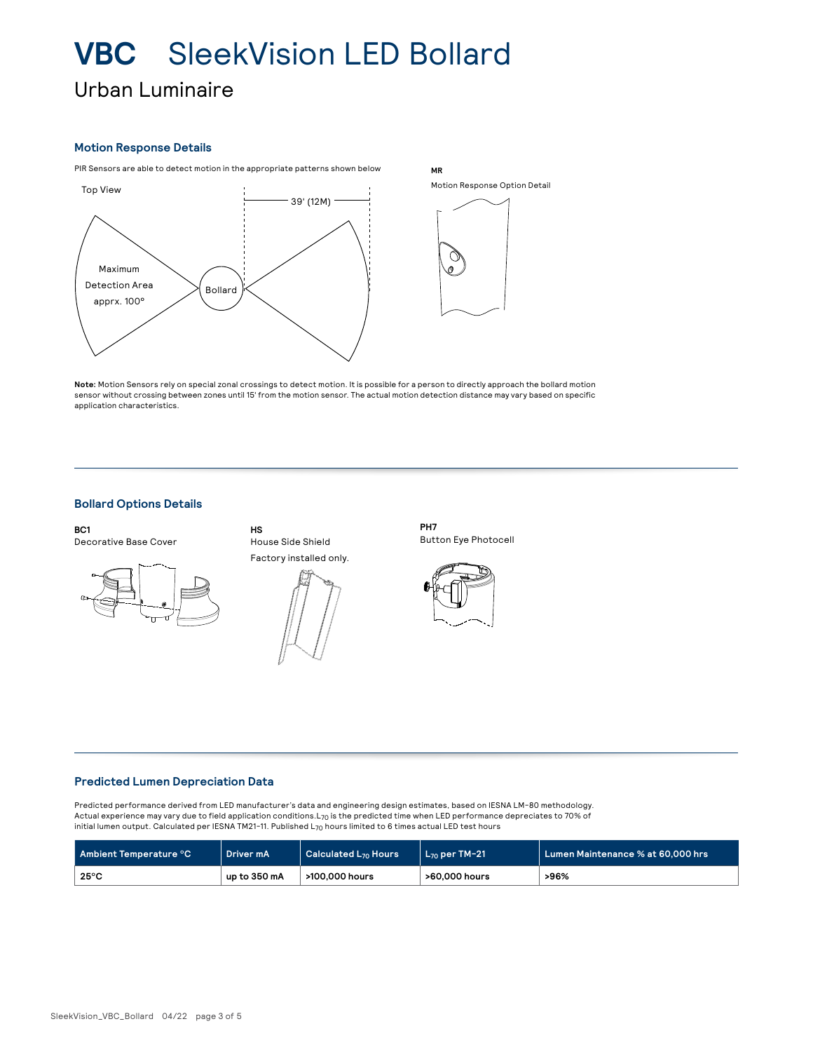# VBC SleekVision LED Bollard

## Urban Luminaire

### Motion Response Details

PIR Sensors are able to detect motion in the appropriate patterns shown below

Top View

39' (12M)

Maximum Detection Area apprx. 100°

Bollard

**MR**

Motion Response Option Detail

**Note:** Motion Sensors rely on special zonal crossings to detect motion. It is possible for a person to directly approach the bollard motion sensor without crossing between zones until 15' from the motion sensor. The actual motion detection distance may vary based on specific application characteristics.

### Bollard Options Details

**BC1**
Decorative Base Cover

**HS**
House Side Shield
Factory installed only.

**PH7**
Button Eye Photocell

### Predicted Lumen Depreciation Data

Predicted performance derived from LED manufacturer's data and engineering design estimates, based on IESNA LM-80 methodology. Actual experience may vary due to field application conditions. $L_{70}$ is the predicted time when LED performance depreciates to 70% of initial lumen output. Calculated per IESNA TM21-11. Published $L_{70}$ hours limited to 6 times actual LED test hours

| Ambient Temperature °C | Driver mA | Calculated $L_{70}$ Hours | $L_{70}$ per TM-21 | Lumen Maintenance % at 60,000 hrs |
|---|---|---|---|---|
| 25°C | up to 350 mA | >100,000 hours | >60,000 hours | >96% |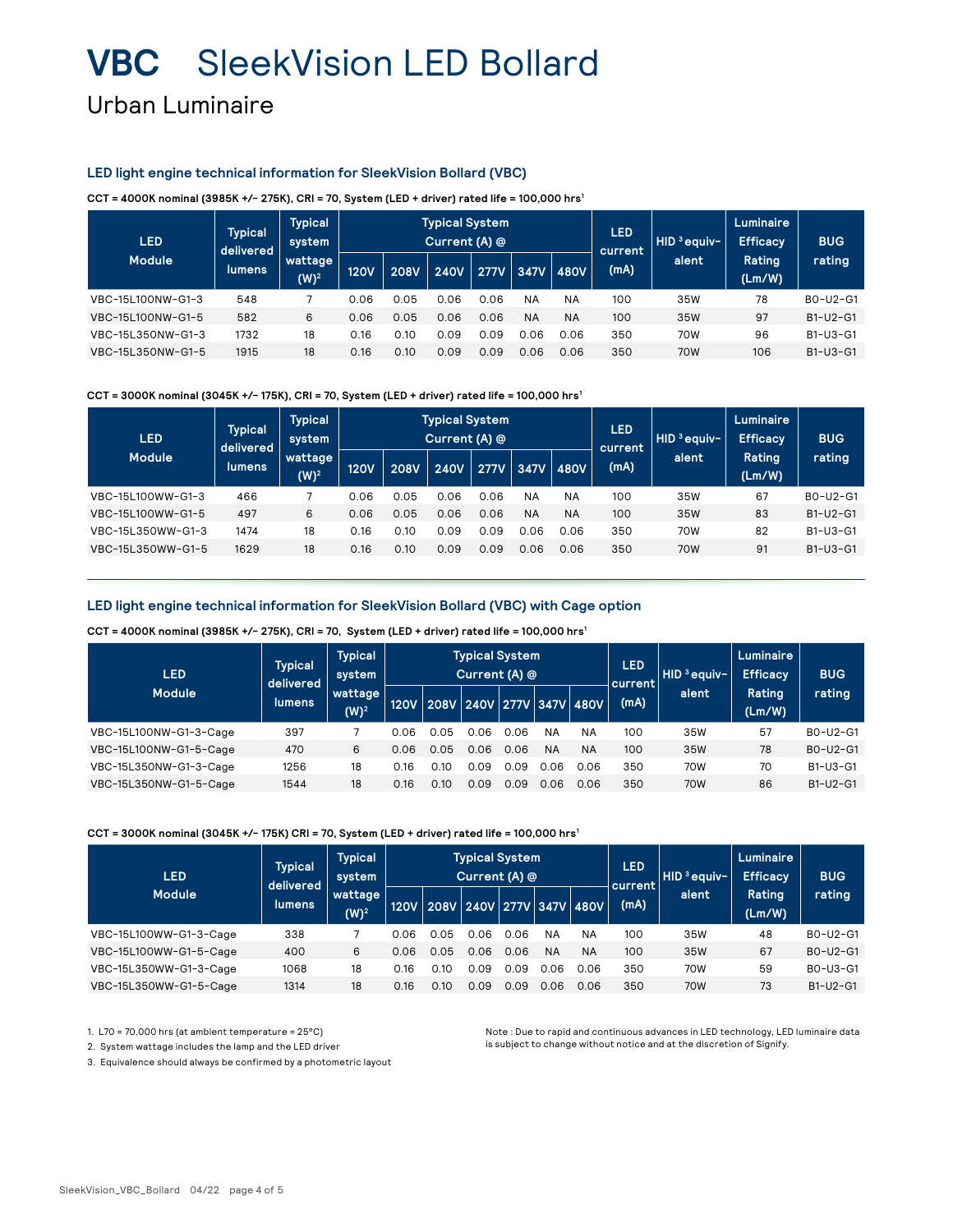# VBC SleekVision LED Bollard

## Urban Luminaire

### LED light engine technical information for SleekVision Bollard (VBC)

**CCT = 4000K nominal (3985K +/- 275K), CRI = 70, System (LED + driver) rated life = 100,000 hrs[1]**

| LED Module | Typical delivered lumens | Typical system wattage (W)[2] | Typical System Current (A) @ | | | | | | LED current (mA) | HID [3] equivalent | Luminaire Efficacy Rating (Lm/W) | BUG rating |
|---|---|---|---|---|---|---|---|---|---|---|---|---|
| | | | 120V | 208V | 240V | 277V | 347V | 480V | | | | |
| VBC-15L100NW-G1-3 | 548 | 7 | 0.06 | 0.05 | 0.06 | 0.06 | NA | NA | 100 | 35W | 78 | B0-U2-G1 |
| VBC-15L100NW-G1-5 | 582 | 6 | 0.06 | 0.05 | 0.06 | 0.06 | NA | NA | 100 | 35W | 97 | B1-U2-G1 |
| VBC-15L350NW-G1-3 | 1732 | 18 | 0.16 | 0.10 | 0.09 | 0.09 | 0.06 | 0.06 | 350 | 70W | 96 | B1-U3-G1 |
| VBC-15L350NW-G1-5 | 1915 | 18 | 0.16 | 0.10 | 0.09 | 0.09 | 0.06 | 0.06 | 350 | 70W | 106 | B1-U3-G1 |

**CCT = 3000K nominal (3045K +/- 175K), CRI = 70, System (LED + driver) rated life = 100,000 hrs[1]**

| LED Module | Typical delivered lumens | Typical system wattage (W)[2] | Typical System Current (A) @ | | | | | | LED current (mA) | HID [3] equivalent | Luminaire Efficacy Rating (Lm/W) | BUG rating |
|---|---|---|---|---|---|---|---|---|---|---|---|---|
| | | | 120V | 208V | 240V | 277V | 347V | 480V | | | | |
| VBC-15L100WW-G1-3 | 466 | 7 | 0.06 | 0.05 | 0.06 | 0.06 | NA | NA | 100 | 35W | 67 | B0-U2-G1 |
| VBC-15L100WW-G1-5 | 497 | 6 | 0.06 | 0.05 | 0.06 | 0.06 | NA | NA | 100 | 35W | 83 | B1-U2-G1 |
| VBC-15L350WW-G1-3 | 1474 | 18 | 0.16 | 0.10 | 0.09 | 0.09 | 0.06 | 0.06 | 350 | 70W | 82 | B1-U3-G1 |
| VBC-15L350WW-G1-5 | 1629 | 18 | 0.16 | 0.10 | 0.09 | 0.09 | 0.06 | 0.06 | 350 | 70W | 91 | B1-U3-G1 |

### LED light engine technical information for SleekVision Bollard (VBC) with Cage option

**CCT = 4000K nominal (3985K +/- 275K), CRI = 70, System (LED + driver) rated life = 100,000 hrs[1]**

| LED Module | Typical delivered lumens | Typical system wattage (W)[2] | Typical System Current (A) @ | | | | | | LED current (mA) | HID [3] equivalent | Luminaire Efficacy Rating (Lm/W) | BUG rating |
|---|---|---|---|---|---|---|---|---|---|---|---|---|
| | | | 120V | 208V | 240V | 277V | 347V | 480V | | | | |
| VBC-15L100NW-G1-3-Cage | 397 | 7 | 0.06 | 0.05 | 0.06 | 0.06 | NA | NA | 100 | 35W | 57 | B0-U2-G1 |
| VBC-15L100NW-G1-5-Cage | 470 | 6 | 0.06 | 0.05 | 0.06 | 0.06 | NA | NA | 100 | 35W | 78 | B0-U2-G1 |
| VBC-15L350NW-G1-3-Cage | 1256 | 18 | 0.16 | 0.10 | 0.09 | 0.09 | 0.06 | 0.06 | 350 | 70W | 70 | B1-U3-G1 |
| VBC-15L350NW-G1-5-Cage | 1544 | 18 | 0.16 | 0.10 | 0.09 | 0.09 | 0.06 | 0.06 | 350 | 70W | 86 | B1-U2-G1 |

**CCT = 3000K nominal (3045K +/- 175K) CRI = 70, System (LED + driver) rated life = 100,000 hrs[1]**

| LED Module | Typical delivered lumens | Typical system wattage (W)[2] | Typical System Current (A) @ | | | | | | LED current (mA) | HID [3] equivalent | Luminaire Efficacy Rating (Lm/W) | BUG rating |
|---|---|---|---|---|---|---|---|---|---|---|---|---|
| | | | 120V | 208V | 240V | 277V | 347V | 480V | | | | |
| VBC-15L100WW-G1-3-Cage | 338 | 7 | 0.06 | 0.05 | 0.06 | 0.06 | NA | NA | 100 | 35W | 48 | B0-U2-G1 |
| VBC-15L100WW-G1-5-Cage | 400 | 6 | 0.06 | 0.05 | 0.06 | 0.06 | NA | NA | 100 | 35W | 67 | B0-U2-G1 |
| VBC-15L350WW-G1-3-Cage | 1068 | 18 | 0.16 | 0.10 | 0.09 | 0.09 | 0.06 | 0.06 | 350 | 70W | 59 | B0-U3-G1 |
| VBC-15L350WW-G1-5-Cage | 1314 | 18 | 0.16 | 0.10 | 0.09 | 0.09 | 0.06 | 0.06 | 350 | 70W | 73 | B1-U2-G1 |

1. L70 = 70,000 hrs (at ambient temperature = 25°C)
2. System wattage includes the lamp and the LED driver
3. Equivalence should always be confirmed by a photometric layout

Note : Due to rapid and continuous advances in LED technology, LED luminaire data is subject to change without notice and at the discretion of Signify.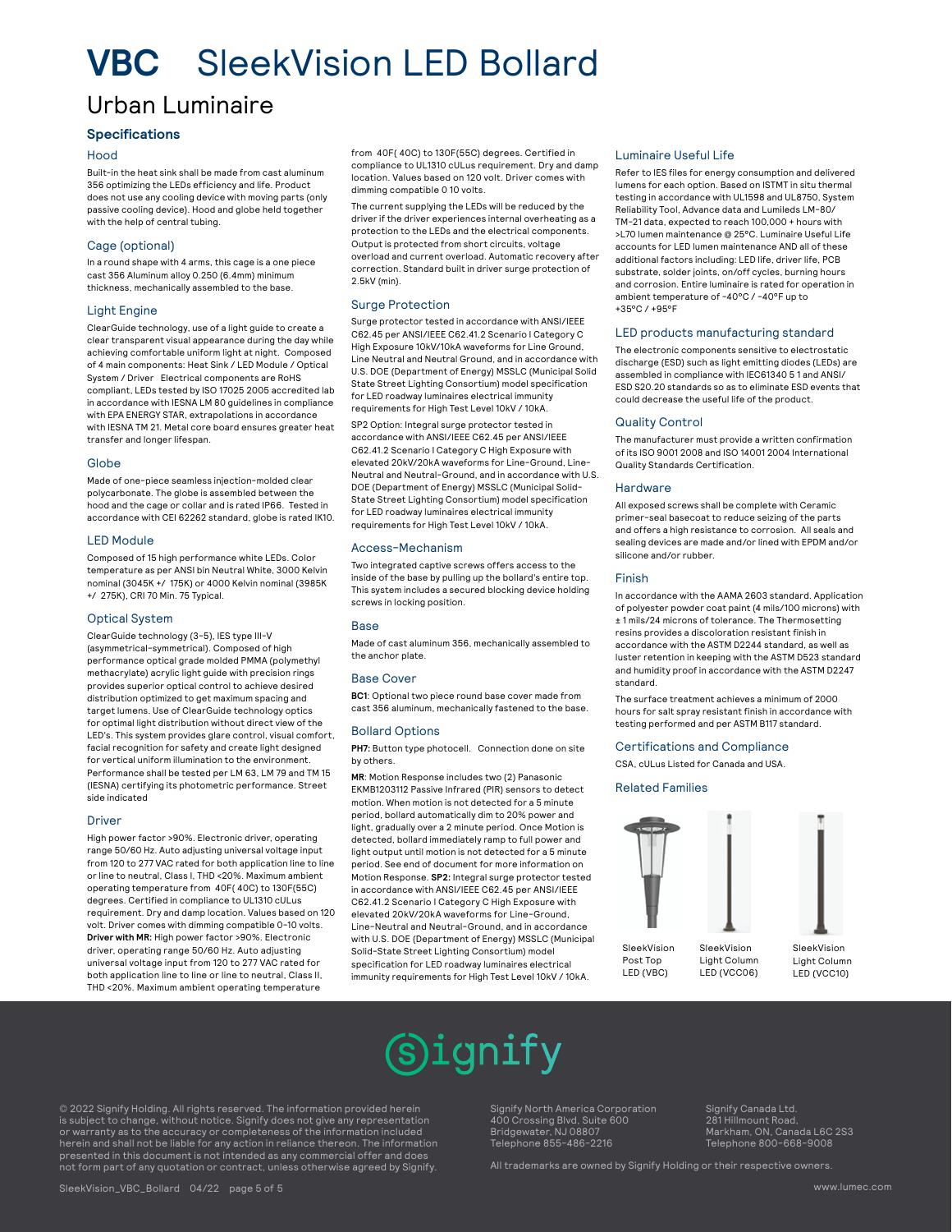# VBC SleekVision LED Bollard

## Urban Luminaire

### Specifications

#### Hood

Built-in the heat sink shall be made from cast aluminum 356 optimizing the LEDs efficiency and life. Product does not use any cooling device with moving parts (only passive cooling device). Hood and globe held together with the help of central tubing.

#### Cage (optional)

In a round shape with 4 arms, this cage is a one piece cast 356 Aluminum alloy 0.250 (6.4mm) minimum thickness, mechanically assembled to the base.

#### Light Engine

ClearGuide technology, use of a light guide to create a clear transparent visual appearance during the day while achieving comfortable uniform light at night. Composed of 4 main components: Heat Sink / LED Module / Optical System / Driver Electrical components are RoHS compliant, LEDs tested by ISO 17025 2005 accredited lab in accordance with IESNA LM 80 guidelines in compliance with EPA ENERGY STAR, extrapolations in accordance with IESNA TM 21. Metal core board ensures greater heat transfer and longer lifespan.

#### Globe

Made of one-piece seamless injection-molded clear polycarbonate. The globe is assembled between the hood and the cage or collar and is rated IP66. Tested in accordance with CEI 62262 standard, globe is rated IK10.

#### LED Module

Composed of 15 high performance white LEDs. Color temperature as per ANSI bin Neutral White, 3000 Kelvin nominal (3045K +/ 175K) or 4000 Kelvin nominal (3985K +/ 275K), CRI 70 Min. 75 Typical.

#### Optical System

ClearGuide technology (3-5), IES type III-V (asymmetrical-symmetrical). Composed of high performance optical grade molded PMMA (polymethyl methacrylate) acrylic light guide with precision rings provides superior optical control to achieve desired distribution optimized to get maximum spacing and target lumens. Use of ClearGuide technology optics for optimal light distribution without direct view of the LED's. This system provides glare control, visual comfort, facial recognition for safety and create light designed for vertical uniform illumination to the environment. Performance shall be tested per LM 63, LM 79 and TM 15 (IESNA) certifying its photometric performance. Street side indicated

#### Driver

High power factor >90%. Electronic driver, operating range 50/60 Hz. Auto adjusting universal voltage input from 120 to 277 VAC rated for both application line to line or line to neutral, Class I, THD <20%. Maximum ambient operating temperature from 40F( 40C) to 130F(55C) degrees. Certified in compliance to UL1310 cULus requirement. Dry and damp location. Values based on 120 volt. Driver comes with dimming compatible 0-10 volts.
**Driver with MR:** High power factor >90%. Electronic driver, operating range 50/60 Hz. Auto adjusting universal voltage input from 120 to 277 VAC rated for both application line to line or line to neutral, Class II, THD <20%. Maximum ambient operating temperature from 40F( 40C) to 130F(55C) degrees. Certified in compliance to UL1310 cULus requirement. Dry and damp location. Values based on 120 volt. Driver comes with dimming compatible 0 10 volts.

The current supplying the LEDs will be reduced by the driver if the driver experiences internal overheating as a protection to the LEDs and the electrical components. Output is protected from short circuits, voltage overload and current overload. Automatic recovery after correction. Standard built in driver surge protection of 2.5kV (min).

#### Surge Protection

Surge protector tested in accordance with ANSI/IEEE C62.45 per ANSI/IEEE C62.41.2 Scenario I Category C High Exposure 10kV/10kA waveforms for Line Ground, Line Neutral and Neutral Ground, and in accordance with U.S. DOE (Department of Energy) MSSLC (Municipal Solid State Street Lighting Consortium) model specification for LED roadway luminaires electrical immunity requirements for High Test Level 10kV / 10kA.

SP2 Option: Integral surge protector tested in accordance with ANSI/IEEE C62.45 per ANSI/IEEE C62.41.2 Scenario I Category C High Exposure with elevated 20kV/20kA waveforms for Line-Ground, Line-Neutral and Neutral-Ground, and in accordance with U.S. DOE (Department of Energy) MSSLC (Municipal Solid-State Street Lighting Consortium) model specification for LED roadway luminaires electrical immunity requirements for High Test Level 10kV / 10kA.

#### Access-Mechanism

Two integrated captive screws offers access to the inside of the base by pulling up the bollard's entire top. This system includes a secured blocking device holding screws in locking position.

#### Base

Made of cast aluminum 356, mechanically assembled to the anchor plate.

#### Base Cover

**BC1**: Optional two piece round base cover made from cast 356 aluminum, mechanically fastened to the base.

#### Bollard Options

**PH7:** Button type photocell. Connection done on site by others.

**MR**: Motion Response includes two (2) Panasonic EKMB1203112 Passive Infrared (PIR) sensors to detect motion. When motion is not detected for a 5 minute period, bollard automatically dim to 20% power and light, gradually over a 2 minute period. Once Motion is detected, bollard immediately ramp to full power and light output until motion is not detected for a 5 minute period. See end of document for more information on Motion Response. **SP2:** Integral surge protector tested in accordance with ANSI/IEEE C62.45 per ANSI/IEEE C62.41.2 Scenario I Category C High Exposure with elevated 20kV/20kA waveforms for Line-Ground, Line-Neutral and Neutral-Ground, and in accordance with U.S. DOE (Department of Energy) MSSLC (Municipal Solid-State Street Lighting Consortium) model specification for LED roadway luminaires electrical immunity requirements for High Test Level 10kV / 10kA.

#### Luminaire Useful Life

Refer to IES files for energy consumption and delivered lumens for each option. Based on ISTMT in situ thermal testing in accordance with UL1598 and UL8750, System Reliability Tool, Advance data and Lumileds LM-80/ TM-21 data, expected to reach 100,000 + hours with >L70 lumen maintenance @ 25°C. Luminaire Useful Life accounts for LED lumen maintenance AND all of these additional factors including: LED life, driver life, PCB substrate, solder joints, on/off cycles, burning hours and corrosion. Entire luminaire is rated for operation in ambient temperature of -40°C / -40°F up to +35°C / +95°F

#### LED products manufacturing standard

The electronic components sensitive to electrostatic discharge (ESD) such as light emitting diodes (LEDs) are assembled in compliance with IEC61340 5 1 and ANSI/ ESD S20.20 standards so as to eliminate ESD events that could decrease the useful life of the product.

#### Quality Control

The manufacturer must provide a written confirmation of its ISO 9001 2008 and ISO 14001 2004 International Quality Standards Certification.

#### Hardware

All exposed screws shall be complete with Ceramic primer-seal basecoat to reduce seizing of the parts and offers a high resistance to corrosion. All seals and sealing devices are made and/or lined with EPDM and/or silicone and/or rubber.

#### Finish

In accordance with the AAMA 2603 standard. Application of polyester powder coat paint (4 mils/100 microns) with ± 1 mils/24 microns of tolerance. The Thermosetting resins provides a discoloration resistant finish in accordance with the ASTM D2244 standard, as well as luster retention in keeping with the ASTM D523 standard and humidity proof in accordance with the ASTM D2247 standard.

The surface treatment achieves a minimum of 2000 hours for salt spray resistant finish in accordance with testing performed and per ASTM B117 standard.

#### Certifications and Compliance

CSA, cULus Listed for Canada and USA.

#### Related Families

SleekVision Post Top LED (VBC)

SleekVision Light Column LED (VCC06)

SleekVision Light Column LED (VCC10)

signify

© 2022 Signify Holding. All rights reserved. The information provided herein is subject to change, without notice. Signify does not give any representation or warranty as to the accuracy or completeness of the information included herein and shall not be liable for any action in reliance thereon. The information presented in this document is not intended as any commercial offer and does not form part of any quotation or contract, unless otherwise agreed by Signify.

Signify North America Corporation
400 Crossing Blvd, Suite 600
Bridgewater, NJ 08807
Telephone 855-486-2216

Signify Canada Ltd.
281 Hillmount Road,
Markham, ON, Canada L6C 2S3
Telephone 800-668-9008

All trademarks are owned by Signify Holding or their respective owners.

SleekVision_VBC_Bollard 04/22

www.lumec.com